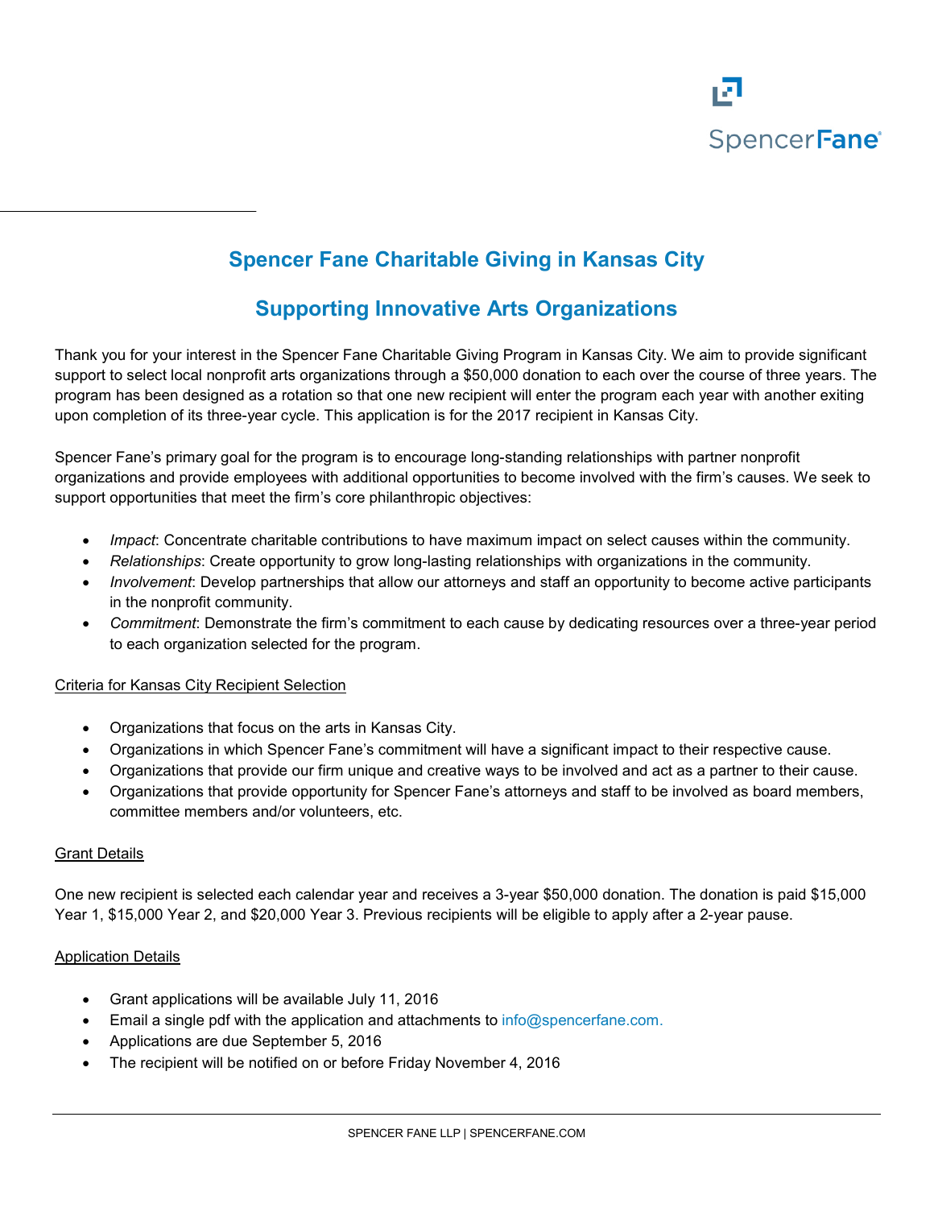# Spencer Fane Charitable Giving in Kansas City

## Supporting Innovative Arts Organizations

Thank you for your interest in the Spencer Fane Charitable Giving Program in Kansas City. We aim to provide significant support to select local nonprofit arts organizations through a $50,000 donation to each over the course of three years. The program has been designed as a rotation so that one new recipient will enter the program each year with another exiting upon completion of its three-year cycle. This application is for the 2017 recipient in Kansas City.

Spencer Fane's primary goal for the program is to encourage long-standing relationships with partner nonprofit organizations and provide employees with additional opportunities to become involved with the firm's causes. We seek to support opportunities that meet the firm's core philanthropic objectives:

- *Impact*: Concentrate charitable contributions to have maximum impact on select causes within the community.
- *Relationships*: Create opportunity to grow long-lasting relationships with organizations in the community.
- *Involvement*: Develop partnerships that allow our attorneys and staff an opportunity to become active participants in the nonprofit community.
- *Commitment*: Demonstrate the firm's commitment to each cause by dedicating resources over a three-year period to each organization selected for the program.

<u>Criteria for Kansas City Recipient Selection</u>

- Organizations that focus on the arts in Kansas City.
- Organizations in which Spencer Fane's commitment will have a significant impact to their respective cause.
- Organizations that provide our firm unique and creative ways to be involved and act as a partner to their cause.
- Organizations that provide opportunity for Spencer Fane's attorneys and staff to be involved as board members, committee members and/or volunteers, etc.

<u>Grant Details</u>

One new recipient is selected each calendar year and receives a 3-year $50,000 donation. The donation is paid $15,000 Year 1, $15,000 Year 2, and $20,000 Year 3. Previous recipients will be eligible to apply after a 2-year pause.

<u>Application Details</u>

- Grant applications will be available July 11, 2016
- Email a single pdf with the application and attachments to info@spencerfane.com.
- Applications are due September 5, 2016
- The recipient will be notified on or before Friday November 4, 2016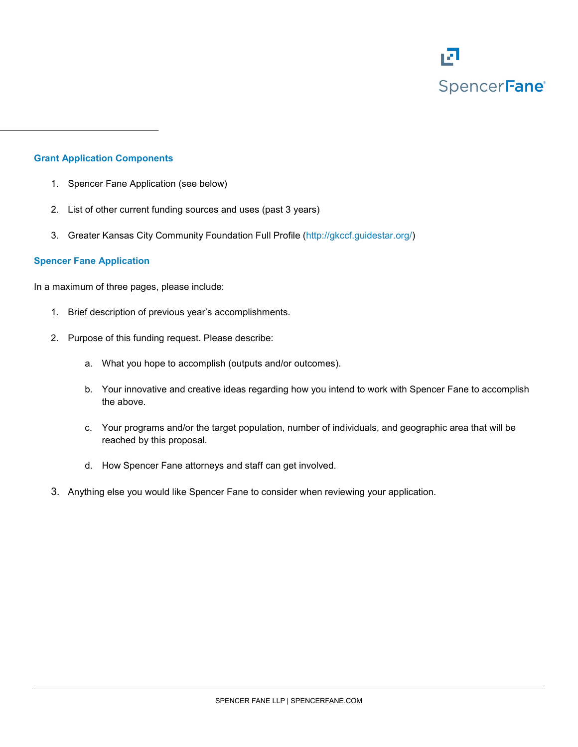## Grant Application Components

1. Spencer Fane Application (see below)
2. List of other current funding sources and uses (past 3 years)
3. Greater Kansas City Community Foundation Full Profile (http://gkccf.guidestar.org/)

## Spencer Fane Application

In a maximum of three pages, please include:

1. Brief description of previous year's accomplishments.
2. Purpose of this funding request. Please describe:
   a. What you hope to accomplish (outputs and/or outcomes).
   b. Your innovative and creative ideas regarding how you intend to work with Spencer Fane to accomplish the above.
   c. Your programs and/or the target population, number of individuals, and geographic area that will be reached by this proposal.
   d. How Spencer Fane attorneys and staff can get involved.
3. Anything else you would like Spencer Fane to consider when reviewing your application.